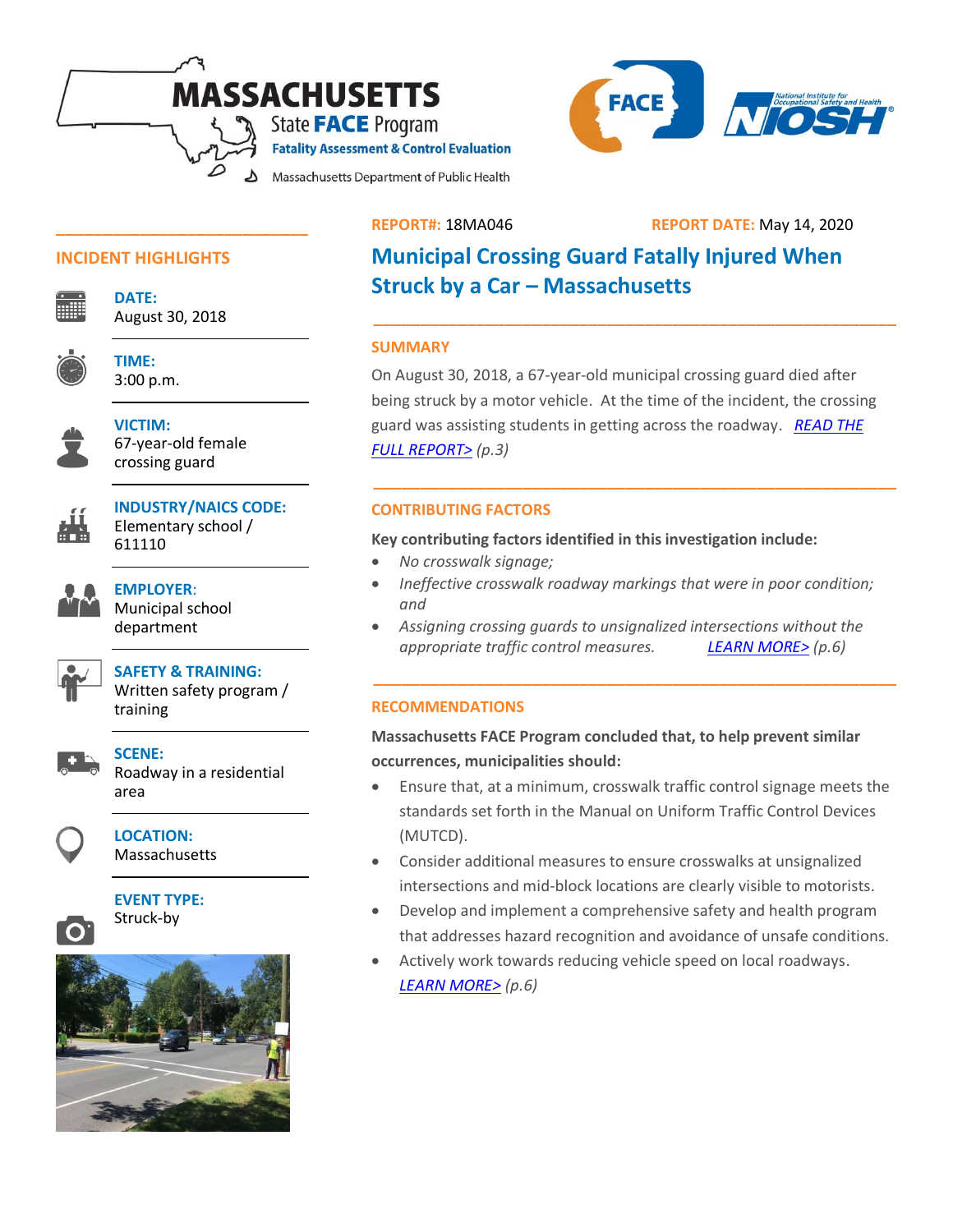MASSACHUSETTS State FACE Program
Fatality Assessment & Control Evaluation
Massachusetts Department of Public Health

**REPORT#:** 18MA046 **REPORT DATE:** May 14, 2020

# Municipal Crossing Guard Fatally Injured When Struck by a Car – Massachusetts

## INCIDENT HIGHLIGHTS

**DATE:**
August 30, 2018

**TIME:**
3:00 p.m.

**VICTIM:**
67-year-old female crossing guard

**INDUSTRY/NAICS CODE:**
Elementary school / 611110

**EMPLOYER:**
Municipal school department

**SAFETY & TRAINING:**
Written safety program / training

**SCENE:**
Roadway in a residential area

**LOCATION:**
Massachusetts

**EVENT TYPE:**
Struck-by

## SUMMARY

On August 30, 2018, a 67-year-old municipal crossing guard died after being struck by a motor vehicle. At the time of the incident, the crossing guard was assisting students in getting across the roadway. READ THE FULL REPORT> *(p.3)*

## CONTRIBUTING FACTORS

**Key contributing factors identified in this investigation include:**

- *No crosswalk signage;*
- *Ineffective crosswalk roadway markings that were in poor condition; and*
- *Assigning crossing guards to unsignalized intersections without the appropriate traffic control measures.* LEARN MORE> *(p.6)*

## RECOMMENDATIONS

**Massachusetts FACE Program concluded that, to help prevent similar occurrences, municipalities should:**

- Ensure that, at a minimum, crosswalk traffic control signage meets the standards set forth in the Manual on Uniform Traffic Control Devices (MUTCD).
- Consider additional measures to ensure crosswalks at unsignalized intersections and mid-block locations are clearly visible to motorists.
- Develop and implement a comprehensive safety and health program that addresses hazard recognition and avoidance of unsafe conditions.
- Actively work towards reducing vehicle speed on local roadways.
  LEARN MORE> *(p.6)*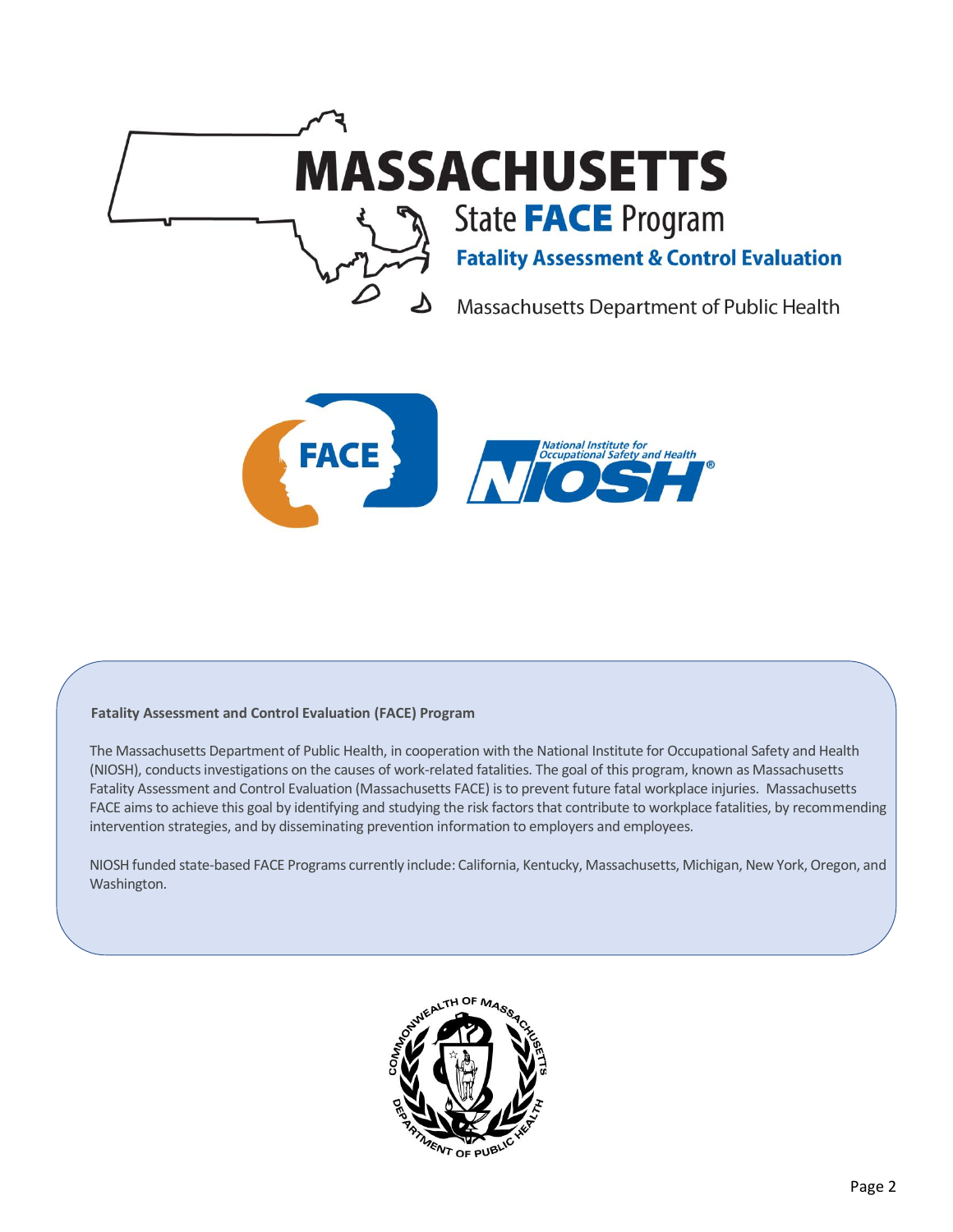# MASSACHUSETTS

State FACE Program

**Fatality Assessment & Control Evaluation**

Massachusetts Department of Public Health

**Fatality Assessment and Control Evaluation (FACE) Program**

The Massachusetts Department of Public Health, in cooperation with the National Institute for Occupational Safety and Health (NIOSH), conducts investigations on the causes of work-related fatalities. The goal of this program, known as Massachusetts Fatality Assessment and Control Evaluation (Massachusetts FACE) is to prevent future fatal workplace injuries. Massachusetts FACE aims to achieve this goal by identifying and studying the risk factors that contribute to workplace fatalities, by recommending intervention strategies, and by disseminating prevention information to employers and employees.

NIOSH funded state-based FACE Programs currently include: California, Kentucky, Massachusetts, Michigan, New York, Oregon, and Washington.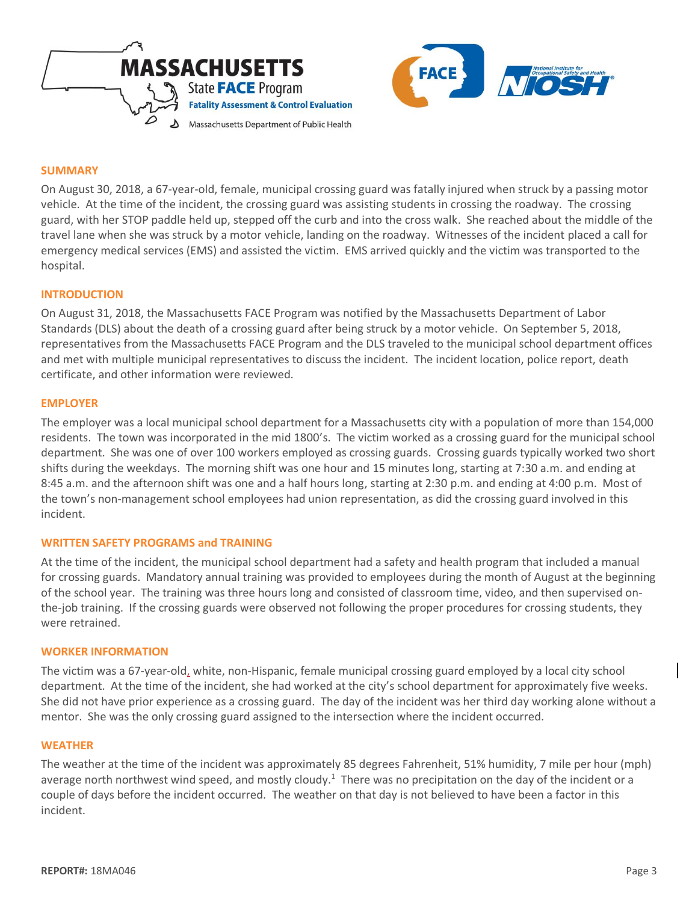## SUMMARY

On August 30, 2018, a 67-year-old, female, municipal crossing guard was fatally injured when struck by a passing motor vehicle. At the time of the incident, the crossing guard was assisting students in crossing the roadway. The crossing guard, with her STOP paddle held up, stepped off the curb and into the cross walk. She reached about the middle of the travel lane when she was struck by a motor vehicle, landing on the roadway. Witnesses of the incident placed a call for emergency medical services (EMS) and assisted the victim. EMS arrived quickly and the victim was transported to the hospital.

## INTRODUCTION

On August 31, 2018, the Massachusetts FACE Program was notified by the Massachusetts Department of Labor Standards (DLS) about the death of a crossing guard after being struck by a motor vehicle. On September 5, 2018, representatives from the Massachusetts FACE Program and the DLS traveled to the municipal school department offices and met with multiple municipal representatives to discuss the incident. The incident location, police report, death certificate, and other information were reviewed.

## EMPLOYER

The employer was a local municipal school department for a Massachusetts city with a population of more than 154,000 residents. The town was incorporated in the mid 1800's. The victim worked as a crossing guard for the municipal school department. She was one of over 100 workers employed as crossing guards. Crossing guards typically worked two short shifts during the weekdays. The morning shift was one hour and 15 minutes long, starting at 7:30 a.m. and ending at 8:45 a.m. and the afternoon shift was one and a half hours long, starting at 2:30 p.m. and ending at 4:00 p.m. Most of the town's non-management school employees had union representation, as did the crossing guard involved in this incident.

## WRITTEN SAFETY PROGRAMS and TRAINING

At the time of the incident, the municipal school department had a safety and health program that included a manual for crossing guards. Mandatory annual training was provided to employees during the month of August at the beginning of the school year. The training was three hours long and consisted of classroom time, video, and then supervised on-the-job training. If the crossing guards were observed not following the proper procedures for crossing students, they were retrained.

## WORKER INFORMATION

The victim was a 67-year-old, white, non-Hispanic, female municipal crossing guard employed by a local city school department. At the time of the incident, she had worked at the city's school department for approximately five weeks. She did not have prior experience as a crossing guard. The day of the incident was her third day working alone without a mentor. She was the only crossing guard assigned to the intersection where the incident occurred.

## WEATHER

The weather at the time of the incident was approximately 85 degrees Fahrenheit, 51% humidity, 7 mile per hour (mph) average north northwest wind speed, and mostly cloudy.[1] There was no precipitation on the day of the incident or a couple of days before the incident occurred. The weather on that day is not believed to have been a factor in this incident.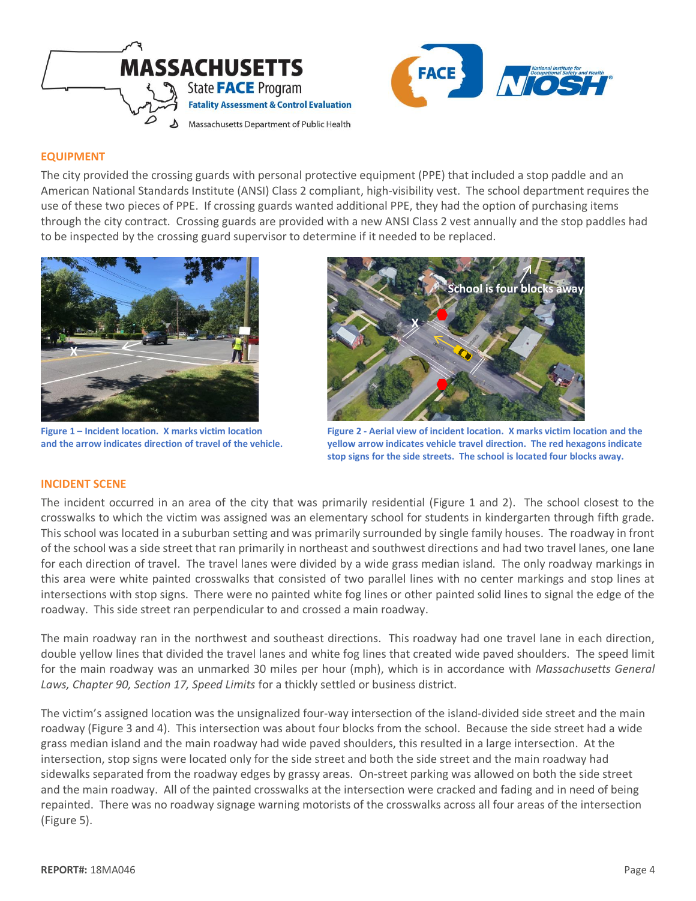## EQUIPMENT

The city provided the crossing guards with personal protective equipment (PPE) that included a stop paddle and an American National Standards Institute (ANSI) Class 2 compliant, high-visibility vest. The school department requires the use of these two pieces of PPE. If crossing guards wanted additional PPE, they had the option of purchasing items through the city contract. Crossing guards are provided with a new ANSI Class 2 vest annually and the stop paddles had to be inspected by the crossing guard supervisor to determine if it needed to be replaced.

**Figure 1 – Incident location. X marks victim location and the arrow indicates direction of travel of the vehicle.**

**Figure 2 - Aerial view of incident location. X marks victim location and the yellow arrow indicates vehicle travel direction. The red hexagons indicate stop signs for the side streets. The school is located four blocks away.**

## INCIDENT SCENE

The incident occurred in an area of the city that was primarily residential (Figure 1 and 2). The school closest to the crosswalks to which the victim was assigned was an elementary school for students in kindergarten through fifth grade. This school was located in a suburban setting and was primarily surrounded by single family houses. The roadway in front of the school was a side street that ran primarily in northeast and southwest directions and had two travel lanes, one lane for each direction of travel. The travel lanes were divided by a wide grass median island. The only roadway markings in this area were white painted crosswalks that consisted of two parallel lines with no center markings and stop lines at intersections with stop signs. There were no painted white fog lines or other painted solid lines to signal the edge of the roadway. This side street ran perpendicular to and crossed a main roadway.

The main roadway ran in the northwest and southeast directions. This roadway had one travel lane in each direction, double yellow lines that divided the travel lanes and white fog lines that created wide paved shoulders. The speed limit for the main roadway was an unmarked 30 miles per hour (mph), which is in accordance with *Massachusetts General Laws, Chapter 90, Section 17, Speed Limits* for a thickly settled or business district.

The victim's assigned location was the unsignalized four-way intersection of the island-divided side street and the main roadway (Figure 3 and 4). This intersection was about four blocks from the school. Because the side street had a wide grass median island and the main roadway had wide paved shoulders, this resulted in a large intersection. At the intersection, stop signs were located only for the side street and both the side street and the main roadway had sidewalks separated from the roadway edges by grassy areas. On-street parking was allowed on both the side street and the main roadway. All of the painted crosswalks at the intersection were cracked and fading and in need of being repainted. There was no roadway signage warning motorists of the crosswalks across all four areas of the intersection (Figure 5).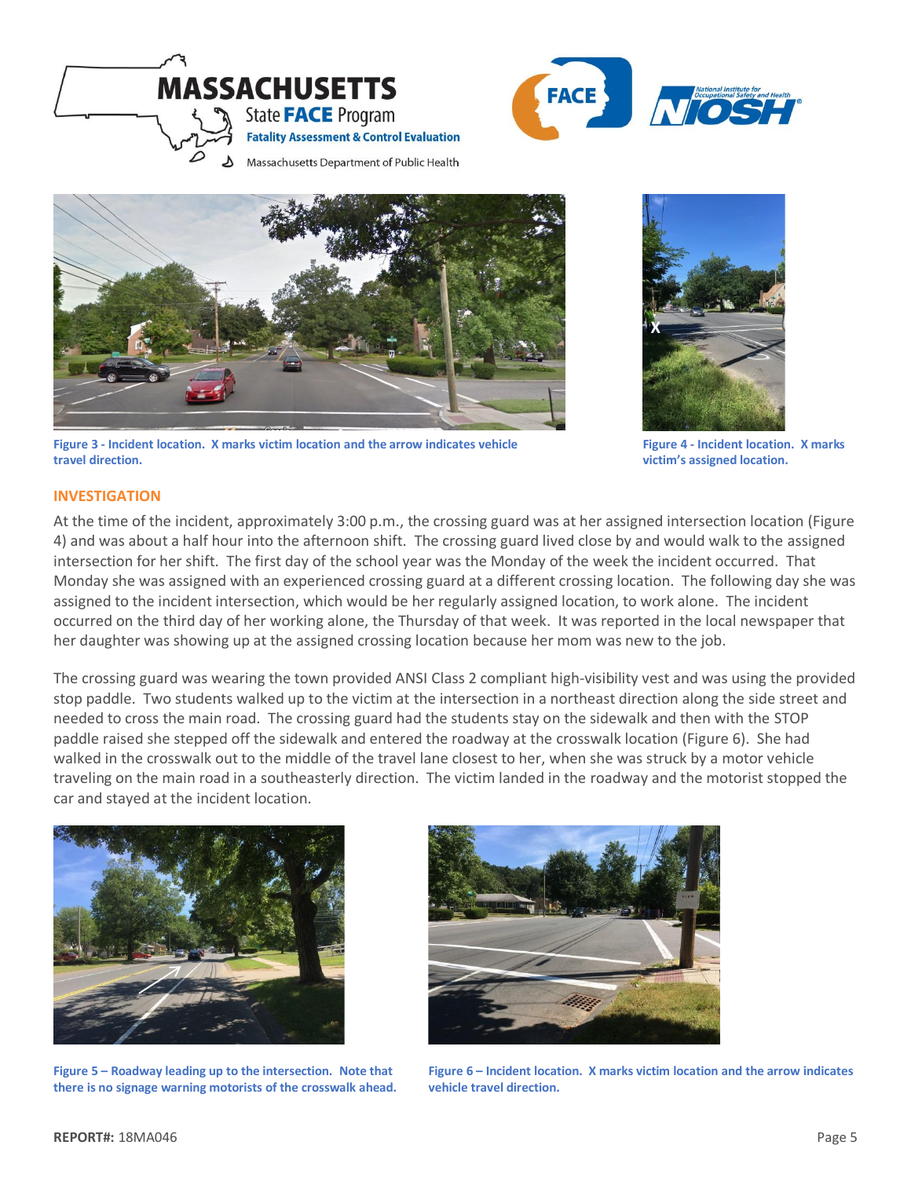Figure 3 - Incident location. X marks victim location and the arrow indicates vehicle travel direction.

Figure 4 - Incident location. X marks victim's assigned location.

## INVESTIGATION

At the time of the incident, approximately 3:00 p.m., the crossing guard was at her assigned intersection location (Figure 4) and was about a half hour into the afternoon shift. The crossing guard lived close by and would walk to the assigned intersection for her shift. The first day of the school year was the Monday of the week the incident occurred. That Monday she was assigned with an experienced crossing guard at a different crossing location. The following day she was assigned to the incident intersection, which would be her regularly assigned location, to work alone. The incident occurred on the third day of her working alone, the Thursday of that week. It was reported in the local newspaper that her daughter was showing up at the assigned crossing location because her mom was new to the job.

The crossing guard was wearing the town provided ANSI Class 2 compliant high-visibility vest and was using the provided stop paddle. Two students walked up to the victim at the intersection in a northeast direction along the side street and needed to cross the main road. The crossing guard had the students stay on the sidewalk and then with the STOP paddle raised she stepped off the sidewalk and entered the roadway at the crosswalk location (Figure 6). She had walked in the crosswalk out to the middle of the travel lane closest to her, when she was struck by a motor vehicle traveling on the main road in a southeasterly direction. The victim landed in the roadway and the motorist stopped the car and stayed at the incident location.

Figure 5 – Roadway leading up to the intersection. Note that there is no signage warning motorists of the crosswalk ahead.

Figure 6 – Incident location. X marks victim location and the arrow indicates vehicle travel direction.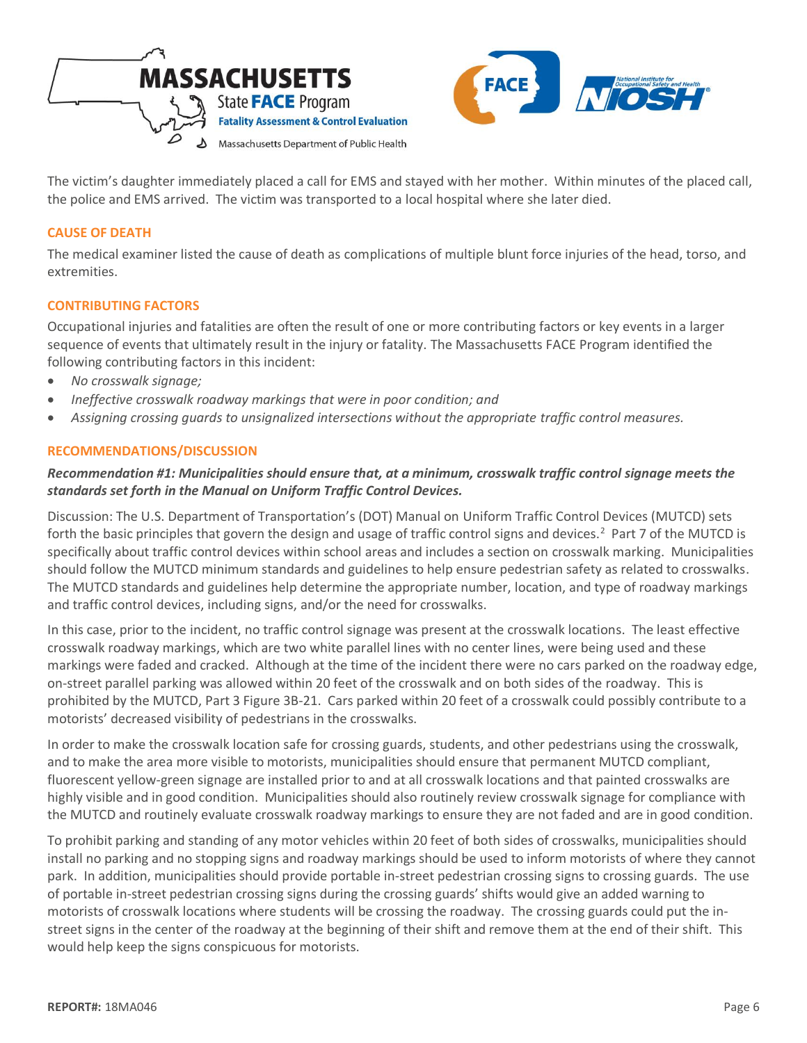The victim's daughter immediately placed a call for EMS and stayed with her mother. Within minutes of the placed call, the police and EMS arrived. The victim was transported to a local hospital where she later died.

## CAUSE OF DEATH

The medical examiner listed the cause of death as complications of multiple blunt force injuries of the head, torso, and extremities.

## CONTRIBUTING FACTORS

Occupational injuries and fatalities are often the result of one or more contributing factors or key events in a larger sequence of events that ultimately result in the injury or fatality. The Massachusetts FACE Program identified the following contributing factors in this incident:

- *No crosswalk signage;*
- *Ineffective crosswalk roadway markings that were in poor condition; and*
- *Assigning crossing guards to unsignalized intersections without the appropriate traffic control measures.*

## RECOMMENDATIONS/DISCUSSION

***Recommendation #1: Municipalities should ensure that, at a minimum, crosswalk traffic control signage meets the standards set forth in the Manual on Uniform Traffic Control Devices.***

Discussion: The U.S. Department of Transportation's (DOT) Manual on Uniform Traffic Control Devices (MUTCD) sets forth the basic principles that govern the design and usage of traffic control signs and devices.[2] Part 7 of the MUTCD is specifically about traffic control devices within school areas and includes a section on crosswalk marking. Municipalities should follow the MUTCD minimum standards and guidelines to help ensure pedestrian safety as related to crosswalks. The MUTCD standards and guidelines help determine the appropriate number, location, and type of roadway markings and traffic control devices, including signs, and/or the need for crosswalks.

In this case, prior to the incident, no traffic control signage was present at the crosswalk locations. The least effective crosswalk roadway markings, which are two white parallel lines with no center lines, were being used and these markings were faded and cracked. Although at the time of the incident there were no cars parked on the roadway edge, on-street parallel parking was allowed within 20 feet of the crosswalk and on both sides of the roadway. This is prohibited by the MUTCD, Part 3 Figure 3B-21. Cars parked within 20 feet of a crosswalk could possibly contribute to a motorists' decreased visibility of pedestrians in the crosswalks.

In order to make the crosswalk location safe for crossing guards, students, and other pedestrians using the crosswalk, and to make the area more visible to motorists, municipalities should ensure that permanent MUTCD compliant, fluorescent yellow-green signage are installed prior to and at all crosswalk locations and that painted crosswalks are highly visible and in good condition. Municipalities should also routinely review crosswalk signage for compliance with the MUTCD and routinely evaluate crosswalk roadway markings to ensure they are not faded and are in good condition.

To prohibit parking and standing of any motor vehicles within 20 feet of both sides of crosswalks, municipalities should install no parking and no stopping signs and roadway markings should be used to inform motorists of where they cannot park. In addition, municipalities should provide portable in-street pedestrian crossing signs to crossing guards. The use of portable in-street pedestrian crossing signs during the crossing guards' shifts would give an added warning to motorists of crosswalk locations where students will be crossing the roadway. The crossing guards could put the in-street signs in the center of the roadway at the beginning of their shift and remove them at the end of their shift. This would help keep the signs conspicuous for motorists.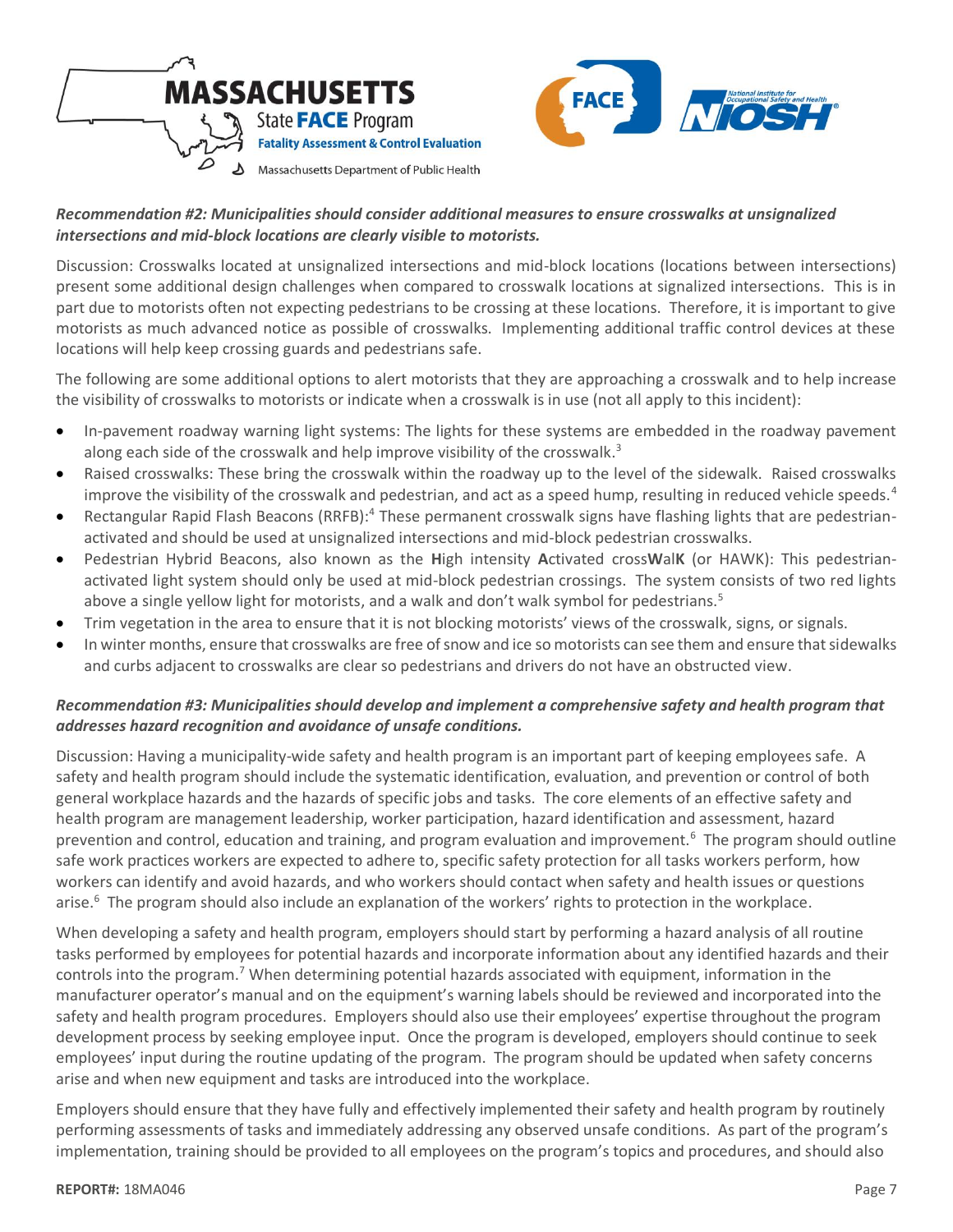***Recommendation #2: Municipalities should consider additional measures to ensure crosswalks at unsignalized intersections and mid-block locations are clearly visible to motorists.***

Discussion: Crosswalks located at unsignalized intersections and mid-block locations (locations between intersections) present some additional design challenges when compared to crosswalk locations at signalized intersections. This is in part due to motorists often not expecting pedestrians to be crossing at these locations. Therefore, it is important to give motorists as much advanced notice as possible of crosswalks. Implementing additional traffic control devices at these locations will help keep crossing guards and pedestrians safe.

The following are some additional options to alert motorists that they are approaching a crosswalk and to help increase the visibility of crosswalks to motorists or indicate when a crosswalk is in use (not all apply to this incident):

- In-pavement roadway warning light systems: The lights for these systems are embedded in the roadway pavement along each side of the crosswalk and help improve visibility of the crosswalk.[3]
- Raised crosswalks: These bring the crosswalk within the roadway up to the level of the sidewalk. Raised crosswalks improve the visibility of the crosswalk and pedestrian, and act as a speed hump, resulting in reduced vehicle speeds.[4]
- Rectangular Rapid Flash Beacons (RRFB):[4] These permanent crosswalk signs have flashing lights that are pedestrian-activated and should be used at unsignalized intersections and mid-block pedestrian crosswalks.
- Pedestrian Hybrid Beacons, also known as the **H**igh intensity **A**ctivated cross**W**al**K** (or HAWK): This pedestrian-activated light system should only be used at mid-block pedestrian crossings. The system consists of two red lights above a single yellow light for motorists, and a walk and don't walk symbol for pedestrians.[5]
- Trim vegetation in the area to ensure that it is not blocking motorists' views of the crosswalk, signs, or signals.
- In winter months, ensure that crosswalks are free of snow and ice so motorists can see them and ensure that sidewalks and curbs adjacent to crosswalks are clear so pedestrians and drivers do not have an obstructed view.

***Recommendation #3: Municipalities should develop and implement a comprehensive safety and health program that addresses hazard recognition and avoidance of unsafe conditions.***

Discussion: Having a municipality-wide safety and health program is an important part of keeping employees safe. A safety and health program should include the systematic identification, evaluation, and prevention or control of both general workplace hazards and the hazards of specific jobs and tasks. The core elements of an effective safety and health program are management leadership, worker participation, hazard identification and assessment, hazard prevention and control, education and training, and program evaluation and improvement.[6] The program should outline safe work practices workers are expected to adhere to, specific safety protection for all tasks workers perform, how workers can identify and avoid hazards, and who workers should contact when safety and health issues or questions arise.[6] The program should also include an explanation of the workers' rights to protection in the workplace.

When developing a safety and health program, employers should start by performing a hazard analysis of all routine tasks performed by employees for potential hazards and incorporate information about any identified hazards and their controls into the program.[7] When determining potential hazards associated with equipment, information in the manufacturer operator's manual and on the equipment's warning labels should be reviewed and incorporated into the safety and health program procedures. Employers should also use their employees' expertise throughout the program development process by seeking employee input. Once the program is developed, employers should continue to seek employees' input during the routine updating of the program. The program should be updated when safety concerns arise and when new equipment and tasks are introduced into the workplace.

Employers should ensure that they have fully and effectively implemented their safety and health program by routinely performing assessments of tasks and immediately addressing any observed unsafe conditions. As part of the program's implementation, training should be provided to all employees on the program's topics and procedures, and should also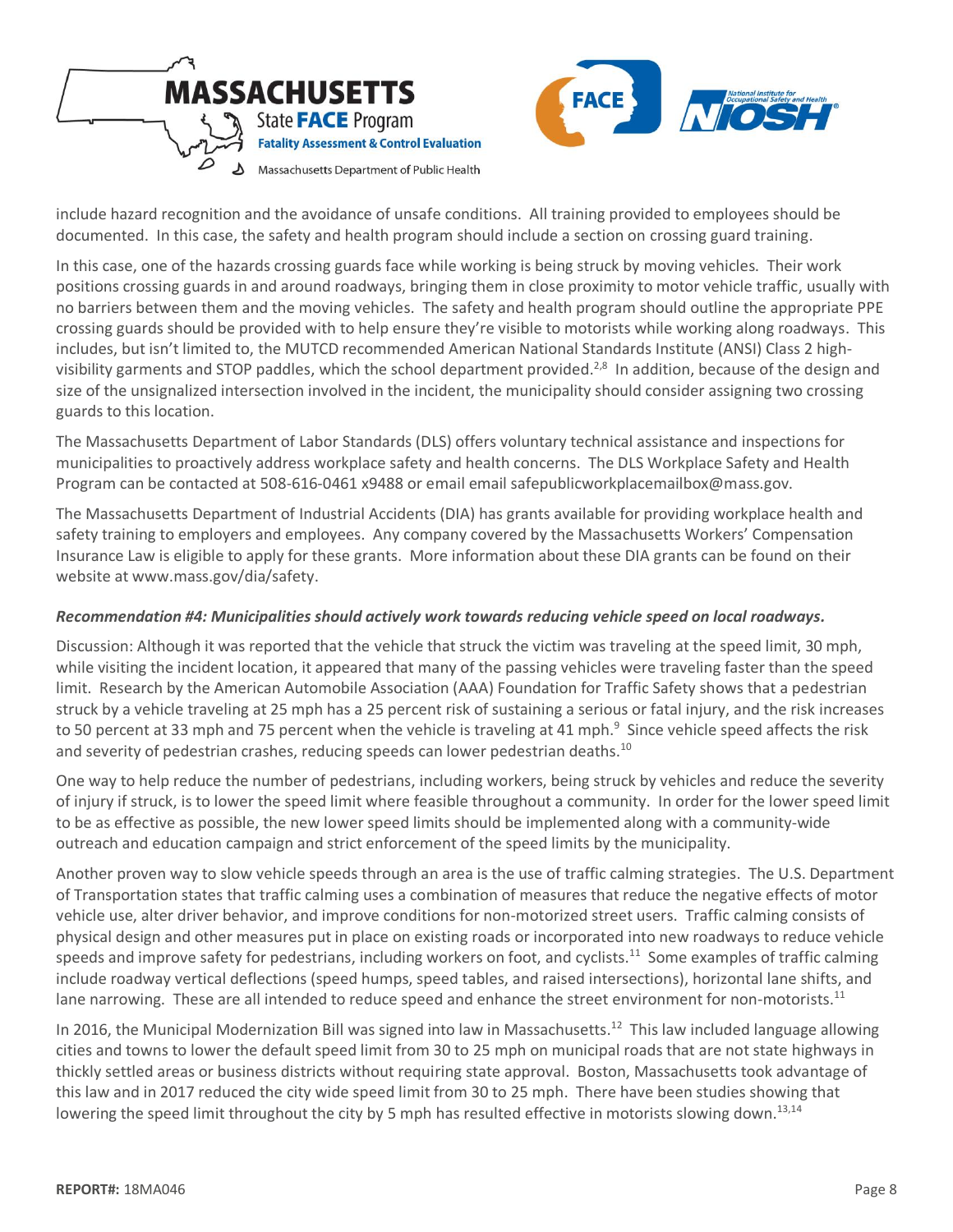include hazard recognition and the avoidance of unsafe conditions. All training provided to employees should be documented. In this case, the safety and health program should include a section on crossing guard training.

In this case, one of the hazards crossing guards face while working is being struck by moving vehicles. Their work positions crossing guards in and around roadways, bringing them in close proximity to motor vehicle traffic, usually with no barriers between them and the moving vehicles. The safety and health program should outline the appropriate PPE crossing guards should be provided with to help ensure they're visible to motorists while working along roadways. This includes, but isn't limited to, the MUTCD recommended American National Standards Institute (ANSI) Class 2 high-visibility garments and STOP paddles, which the school department provided.[2,8] In addition, because of the design and size of the unsignalized intersection involved in the incident, the municipality should consider assigning two crossing guards to this location.

The Massachusetts Department of Labor Standards (DLS) offers voluntary technical assistance and inspections for municipalities to proactively address workplace safety and health concerns. The DLS Workplace Safety and Health Program can be contacted at 508-616-0461 x9488 or email email safepublicworkplacemailbox@mass.gov.

The Massachusetts Department of Industrial Accidents (DIA) has grants available for providing workplace health and safety training to employers and employees. Any company covered by the Massachusetts Workers' Compensation Insurance Law is eligible to apply for these grants. More information about these DIA grants can be found on their website at www.mass.gov/dia/safety.

***Recommendation #4: Municipalities should actively work towards reducing vehicle speed on local roadways.***

Discussion: Although it was reported that the vehicle that struck the victim was traveling at the speed limit, 30 mph, while visiting the incident location, it appeared that many of the passing vehicles were traveling faster than the speed limit. Research by the American Automobile Association (AAA) Foundation for Traffic Safety shows that a pedestrian struck by a vehicle traveling at 25 mph has a 25 percent risk of sustaining a serious or fatal injury, and the risk increases to 50 percent at 33 mph and 75 percent when the vehicle is traveling at 41 mph.[9] Since vehicle speed affects the risk and severity of pedestrian crashes, reducing speeds can lower pedestrian deaths.[10]

One way to help reduce the number of pedestrians, including workers, being struck by vehicles and reduce the severity of injury if struck, is to lower the speed limit where feasible throughout a community. In order for the lower speed limit to be as effective as possible, the new lower speed limits should be implemented along with a community-wide outreach and education campaign and strict enforcement of the speed limits by the municipality.

Another proven way to slow vehicle speeds through an area is the use of traffic calming strategies. The U.S. Department of Transportation states that traffic calming uses a combination of measures that reduce the negative effects of motor vehicle use, alter driver behavior, and improve conditions for non-motorized street users. Traffic calming consists of physical design and other measures put in place on existing roads or incorporated into new roadways to reduce vehicle speeds and improve safety for pedestrians, including workers on foot, and cyclists.[11] Some examples of traffic calming include roadway vertical deflections (speed humps, speed tables, and raised intersections), horizontal lane shifts, and lane narrowing. These are all intended to reduce speed and enhance the street environment for non-motorists.[11]

In 2016, the Municipal Modernization Bill was signed into law in Massachusetts.[12] This law included language allowing cities and towns to lower the default speed limit from 30 to 25 mph on municipal roads that are not state highways in thickly settled areas or business districts without requiring state approval. Boston, Massachusetts took advantage of this law and in 2017 reduced the city wide speed limit from 30 to 25 mph. There have been studies showing that lowering the speed limit throughout the city by 5 mph has resulted effective in motorists slowing down.[13,14]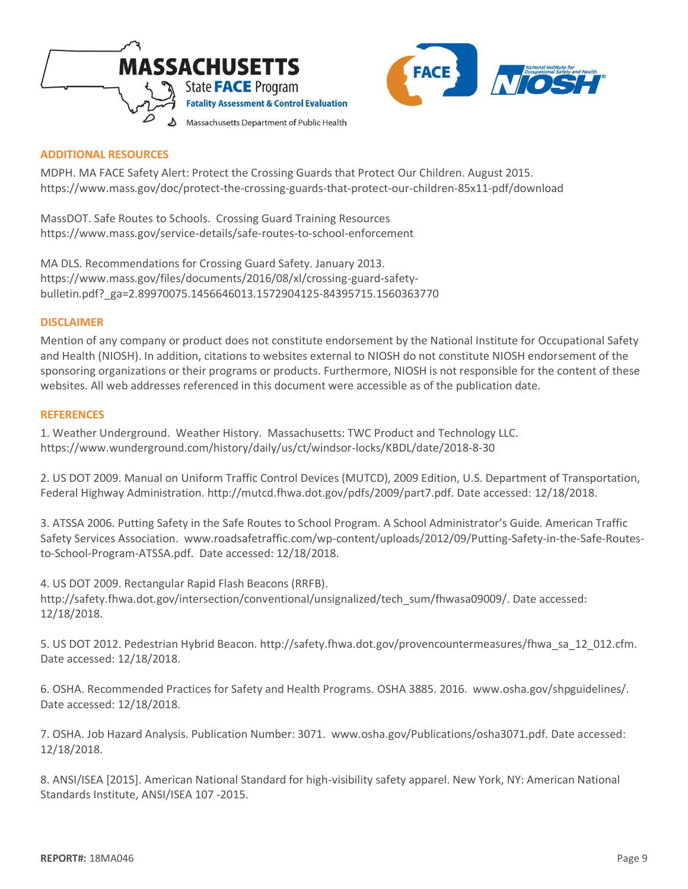## ADDITIONAL RESOURCES

MDPH. MA FACE Safety Alert: Protect the Crossing Guards that Protect Our Children. August 2015. https://www.mass.gov/doc/protect-the-crossing-guards-that-protect-our-children-85x11-pdf/download

MassDOT. Safe Routes to Schools. Crossing Guard Training Resources https://www.mass.gov/service-details/safe-routes-to-school-enforcement

MA DLS. Recommendations for Crossing Guard Safety. January 2013. https://www.mass.gov/files/documents/2016/08/xl/crossing-guard-safety-bulletin.pdf?_ga=2.89970075.1456646013.1572904125-84395715.1560363770

## DISCLAIMER

Mention of any company or product does not constitute endorsement by the National Institute for Occupational Safety and Health (NIOSH). In addition, citations to websites external to NIOSH do not constitute NIOSH endorsement of the sponsoring organizations or their programs or products. Furthermore, NIOSH is not responsible for the content of these websites. All web addresses referenced in this document were accessible as of the publication date.

## REFERENCES

1. Weather Underground. Weather History. Massachusetts: TWC Product and Technology LLC. https://www.wunderground.com/history/daily/us/ct/windsor-locks/KBDL/date/2018-8-30

2. US DOT 2009. Manual on Uniform Traffic Control Devices (MUTCD), 2009 Edition, U.S. Department of Transportation, Federal Highway Administration. http://mutcd.fhwa.dot.gov/pdfs/2009/part7.pdf. Date accessed: 12/18/2018.

3. ATSSA 2006. Putting Safety in the Safe Routes to School Program. A School Administrator's Guide. American Traffic Safety Services Association. www.roadsafetraffic.com/wp-content/uploads/2012/09/Putting-Safety-in-the-Safe-Routes-to-School-Program-ATSSA.pdf. Date accessed: 12/18/2018.

4. US DOT 2009. Rectangular Rapid Flash Beacons (RRFB). http://safety.fhwa.dot.gov/intersection/conventional/unsignalized/tech_sum/fhwasa09009/. Date accessed: 12/18/2018.

5. US DOT 2012. Pedestrian Hybrid Beacon. http://safety.fhwa.dot.gov/provencountermeasures/fhwa_sa_12_012.cfm. Date accessed: 12/18/2018.

6. OSHA. Recommended Practices for Safety and Health Programs. OSHA 3885. 2016. www.osha.gov/shpguidelines/. Date accessed: 12/18/2018.

7. OSHA. Job Hazard Analysis. Publication Number: 3071. www.osha.gov/Publications/osha3071.pdf. Date accessed: 12/18/2018.

8. ANSI/ISEA [2015]. American National Standard for high-visibility safety apparel. New York, NY: American National Standards Institute, ANSI/ISEA 107 -2015.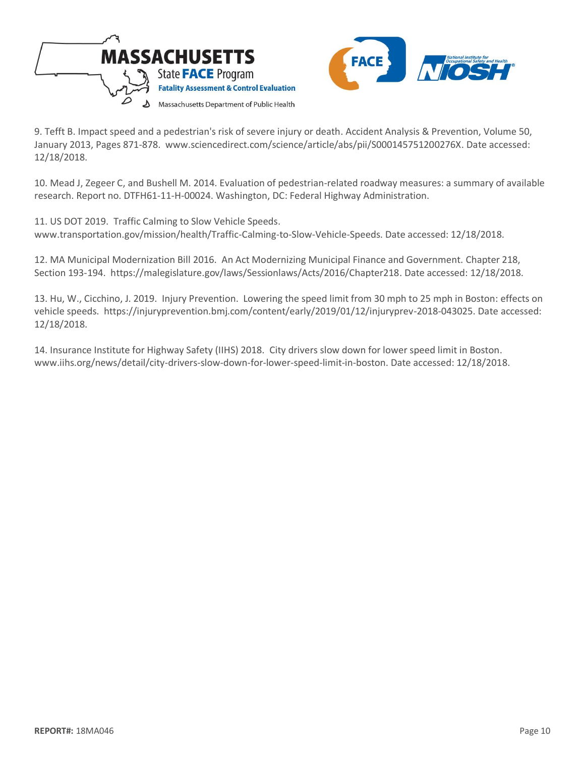9. Tefft B. Impact speed and a pedestrian's risk of severe injury or death. Accident Analysis & Prevention, Volume 50, January 2013, Pages 871-878. www.sciencedirect.com/science/article/abs/pii/S000145751200276X. Date accessed: 12/18/2018.

10. Mead J, Zegeer C, and Bushell M. 2014. Evaluation of pedestrian-related roadway measures: a summary of available research. Report no. DTFH61-11-H-00024. Washington, DC: Federal Highway Administration.

11. US DOT 2019. Traffic Calming to Slow Vehicle Speeds. www.transportation.gov/mission/health/Traffic-Calming-to-Slow-Vehicle-Speeds. Date accessed: 12/18/2018.

12. MA Municipal Modernization Bill 2016. An Act Modernizing Municipal Finance and Government. Chapter 218, Section 193-194. https://malegislature.gov/laws/Sessionlaws/Acts/2016/Chapter218. Date accessed: 12/18/2018.

13. Hu, W., Cicchino, J. 2019. Injury Prevention. Lowering the speed limit from 30 mph to 25 mph in Boston: effects on vehicle speeds. https://injuryprevention.bmj.com/content/early/2019/01/12/injuryprev-2018-043025. Date accessed: 12/18/2018.

14. Insurance Institute for Highway Safety (IIHS) 2018. City drivers slow down for lower speed limit in Boston. www.iihs.org/news/detail/city-drivers-slow-down-for-lower-speed-limit-in-boston. Date accessed: 12/18/2018.